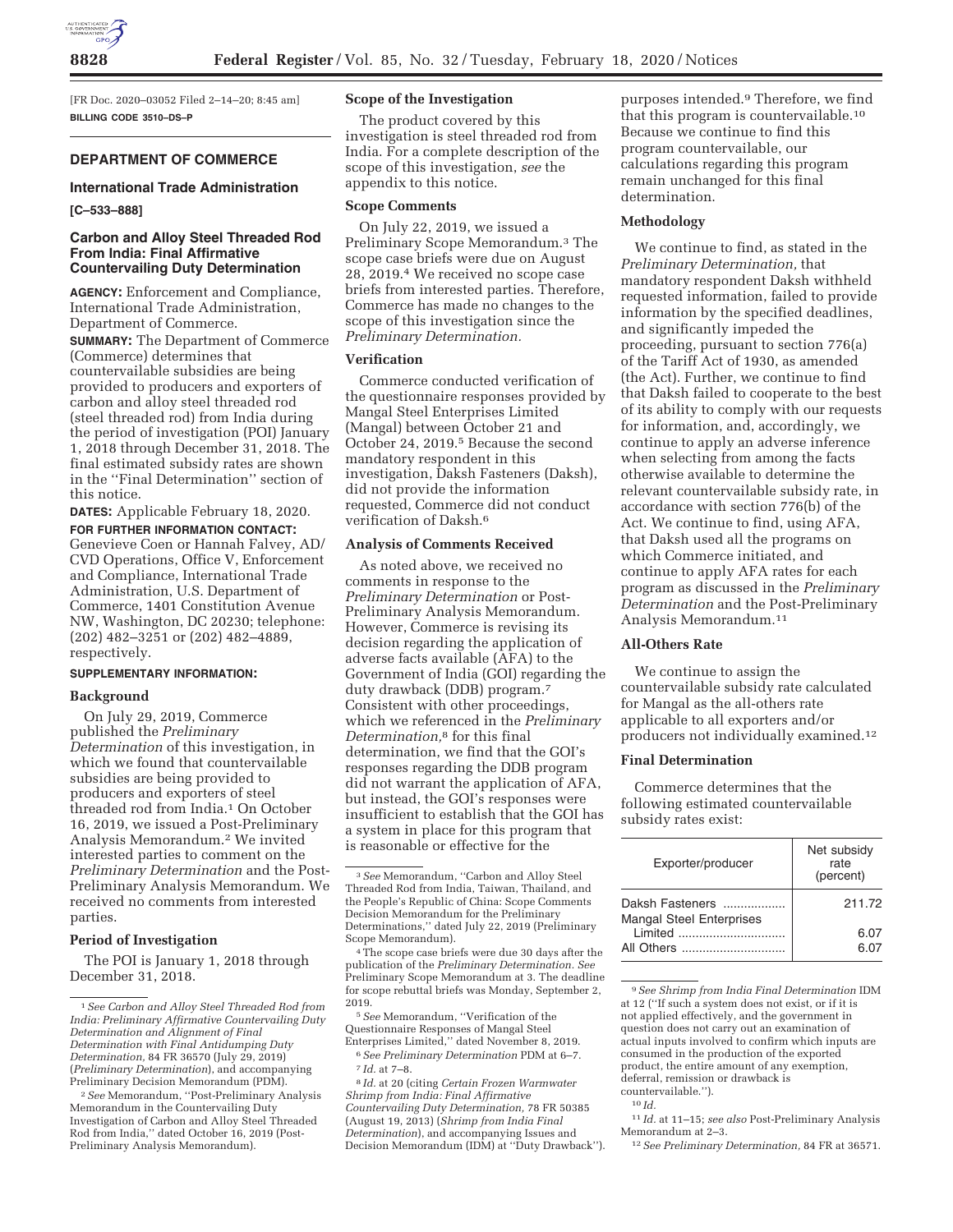[FR Doc. 2020–03052 Filed 2–14–20; 8:45 am]

**BILLING CODE 3510–DS–P**

## DEPARTMENT OF COMMERCE

### International Trade Administration

**[C–533–888]**

### Carbon and Alloy Steel Threaded Rod From India: Final Affirmative Countervailing Duty Determination

**AGENCY:** Enforcement and Compliance, International Trade Administration, Department of Commerce.

**SUMMARY:** The Department of Commerce (Commerce) determines that countervailable subsidies are being provided to producers and exporters of carbon and alloy steel threaded rod (steel threaded rod) from India during the period of investigation (POI) January 1, 2018 through December 31, 2018. The final estimated subsidy rates are shown in the ''Final Determination'' section of this notice.

**DATES:** Applicable February 18, 2020.

**FOR FURTHER INFORMATION CONTACT:** Genevieve Coen or Hannah Falvey, AD/CVD Operations, Office V, Enforcement and Compliance, International Trade Administration, U.S. Department of Commerce, 1401 Constitution Avenue NW, Washington, DC 20230; telephone: (202) 482–3251 or (202) 482–4889, respectively.

**SUPPLEMENTARY INFORMATION:**

#### Background

On July 29, 2019, Commerce published the *Preliminary Determination* of this investigation, in which we found that countervailable subsidies are being provided to producers and exporters of steel threaded rod from India.[1] On October 16, 2019, we issued a Post-Preliminary Analysis Memorandum.[2] We invited interested parties to comment on the *Preliminary Determination* and the Post-Preliminary Analysis Memorandum. We received no comments from interested parties.

#### Period of Investigation

The POI is January 1, 2018 through December 31, 2018.

#### Scope of the Investigation

The product covered by this investigation is steel threaded rod from India. For a complete description of the scope of this investigation, *see* the appendix to this notice.

#### Scope Comments

On July 22, 2019, we issued a Preliminary Scope Memorandum.[3] The scope case briefs were due on August 28, 2019.[4] We received no scope case briefs from interested parties. Therefore, Commerce has made no changes to the scope of this investigation since the *Preliminary Determination.*

#### Verification

Commerce conducted verification of the questionnaire responses provided by Mangal Steel Enterprises Limited (Mangal) between October 21 and October 24, 2019.[5] Because the second mandatory respondent in this investigation, Daksh Fasteners (Daksh), did not provide the information requested, Commerce did not conduct verification of Daksh.[6]

#### Analysis of Comments Received

As noted above, we received no comments in response to the *Preliminary Determination* or Post-Preliminary Analysis Memorandum. However, Commerce is revising its decision regarding the application of adverse facts available (AFA) to the Government of India (GOI) regarding the duty drawback (DDB) program.[7] Consistent with other proceedings, which we referenced in the *Preliminary Determination,*[8] for this final determination, we find that the GOI's responses regarding the DDB program did not warrant the application of AFA, but instead, the GOI's responses were insufficient to establish that the GOI has a system in place for this program that is reasonable or effective for the purposes intended.[9] Therefore, we find that this program is countervailable.[10] Because we continue to find this program countervailable, our calculations regarding this program remain unchanged for this final determination.

#### Methodology

We continue to find, as stated in the *Preliminary Determination,* that mandatory respondent Daksh withheld requested information, failed to provide information by the specified deadlines, and significantly impeded the proceeding, pursuant to section 776(a) of the Tariff Act of 1930, as amended (the Act). Further, we continue to find that Daksh failed to cooperate to the best of its ability to comply with our requests for information, and, accordingly, we continue to apply an adverse inference when selecting from among the facts otherwise available to determine the relevant countervailable subsidy rate, in accordance with section 776(b) of the Act. We continue to find, using AFA, that Daksh used all the programs on which Commerce initiated, and continue to apply AFA rates for each program as discussed in the *Preliminary Determination* and the Post-Preliminary Analysis Memorandum.[11]

#### All-Others Rate

We continue to assign the countervailable subsidy rate calculated for Mangal as the all-others rate applicable to all exporters and/or producers not individually examined.[12]

#### Final Determination

Commerce determines that the following estimated countervailable subsidy rates exist:

| Exporter/producer | Net subsidy rate (percent) |
| --- | --- |
| Daksh Fasteners | 211.72 |
| Mangal Steel Enterprises Limited | 6.07 |
| All Others | 6.07 |

---

[1] *See Carbon and Alloy Steel Threaded Rod from India: Preliminary Affirmative Countervailing Duty Determination and Alignment of Final Determination with Final Antidumping Duty Determination,* 84 FR 36570 (July 29, 2019) (*Preliminary Determination*), and accompanying Preliminary Decision Memorandum (PDM).

[2] *See* Memorandum, ''Post-Preliminary Analysis Memorandum in the Countervailing Duty Investigation of Carbon and Alloy Steel Threaded Rod from India,'' dated October 16, 2019 (Post-Preliminary Analysis Memorandum).

[3] *See* Memorandum, ''Carbon and Alloy Steel Threaded Rod from India, Taiwan, Thailand, and the People's Republic of China: Scope Comments Decision Memorandum for the Preliminary Determinations,'' dated July 22, 2019 (Preliminary Scope Memorandum).

[4] The scope case briefs were due 30 days after the publication of the *Preliminary Determination. See* Preliminary Scope Memorandum at 3. The deadline for scope rebuttal briefs was Monday, September 2, 2019.

[5] *See* Memorandum, ''Verification of the Questionnaire Responses of Mangal Steel Enterprises Limited,'' dated November 8, 2019.

[6] *See Preliminary Determination* PDM at 6–7.

[7] *Id.* at 7–8.

[8] *Id.* at 20 (citing *Certain Frozen Warmwater Shrimp from India: Final Affirmative Countervailing Duty Determination,* 78 FR 50385 (August 19, 2013) (*Shrimp from India Final Determination*), and accompanying Issues and Decision Memorandum (IDM) at ''Duty Drawback'').

[9] *See Shrimp from India Final Determination* IDM at 12 (''If such a system does not exist, or if it is not applied effectively, and the government in question does not carry out an examination of actual inputs involved to confirm which inputs are consumed in the production of the exported product, the entire amount of any exemption, deferral, remission or drawback is countervailable.'').

[10] *Id.*

[11] *Id.* at 11–15; *see also* Post-Preliminary Analysis Memorandum at 2–3.

[12] *See Preliminary Determination,* 84 FR at 36571.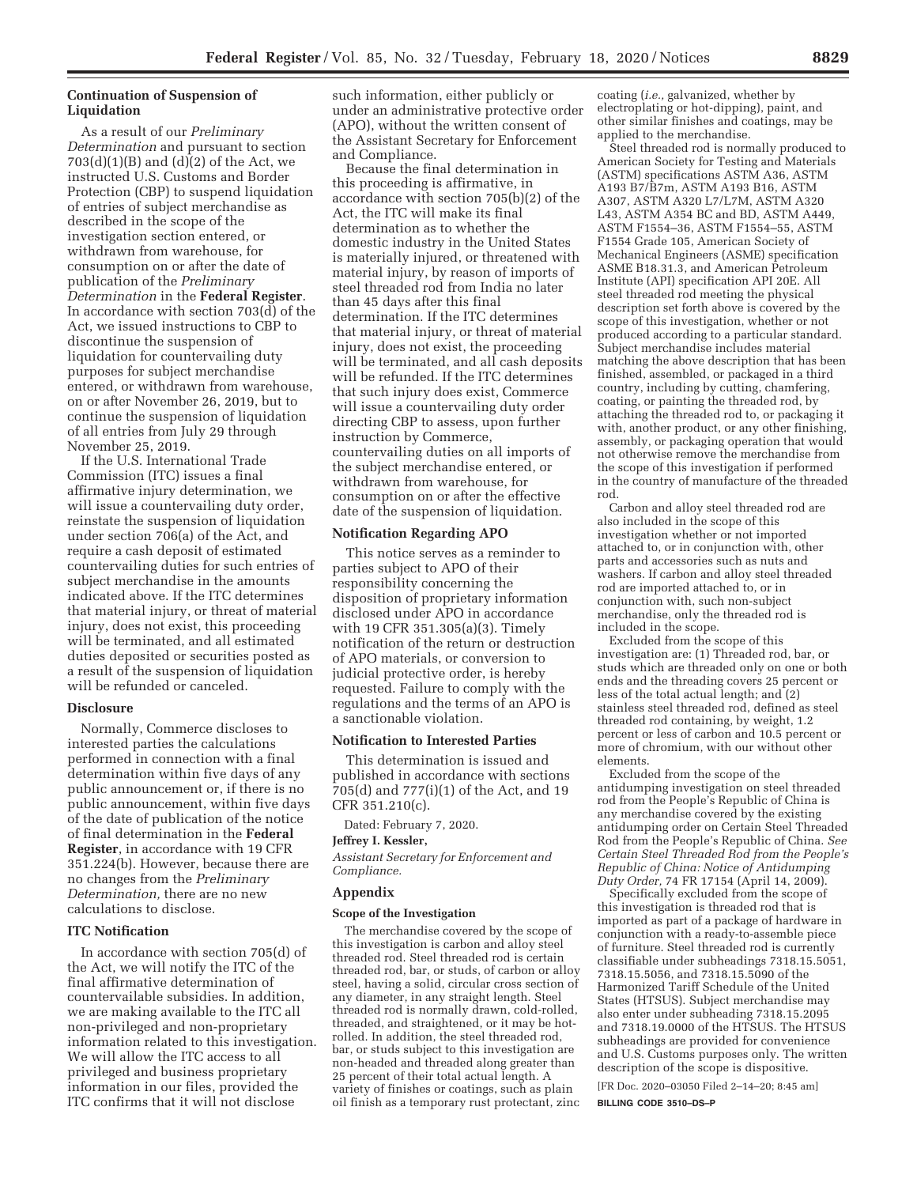## Continuation of Suspension of Liquidation

As a result of our *Preliminary Determination* and pursuant to section 703(d)(1)(B) and (d)(2) of the Act, we instructed U.S. Customs and Border Protection (CBP) to suspend liquidation of entries of subject merchandise as described in the scope of the investigation section entered, or withdrawn from warehouse, for consumption on or after the date of publication of the *Preliminary Determination* in the **Federal Register**. In accordance with section 703(d) of the Act, we issued instructions to CBP to discontinue the suspension of liquidation for countervailing duty purposes for subject merchandise entered, or withdrawn from warehouse, on or after November 26, 2019, but to continue the suspension of liquidation of all entries from July 29 through November 25, 2019.

If the U.S. International Trade Commission (ITC) issues a final affirmative injury determination, we will issue a countervailing duty order, reinstate the suspension of liquidation under section 706(a) of the Act, and require a cash deposit of estimated countervailing duties for such entries of subject merchandise in the amounts indicated above. If the ITC determines that material injury, or threat of material injury, does not exist, this proceeding will be terminated, and all estimated duties deposited or securities posted as a result of the suspension of liquidation will be refunded or canceled.

## Disclosure

Normally, Commerce discloses to interested parties the calculations performed in connection with a final determination within five days of any public announcement or, if there is no public announcement, within five days of the date of publication of the notice of final determination in the **Federal Register**, in accordance with 19 CFR 351.224(b). However, because there are no changes from the *Preliminary Determination,* there are no new calculations to disclose.

## ITC Notification

In accordance with section 705(d) of the Act, we will notify the ITC of the final affirmative determination of countervailable subsidies. In addition, we are making available to the ITC all non-privileged and non-proprietary information related to this investigation. We will allow the ITC access to all privileged and business proprietary information in our files, provided the ITC confirms that it will not disclose such information, either publicly or under an administrative protective order (APO), without the written consent of the Assistant Secretary for Enforcement and Compliance.

Because the final determination in this proceeding is affirmative, in accordance with section 705(b)(2) of the Act, the ITC will make its final determination as to whether the domestic industry in the United States is materially injured, or threatened with material injury, by reason of imports of steel threaded rod from India no later than 45 days after this final determination. If the ITC determines that material injury, or threat of material injury, does not exist, the proceeding will be terminated, and all cash deposits will be refunded. If the ITC determines that such injury does exist, Commerce will issue a countervailing duty order directing CBP to assess, upon further instruction by Commerce, countervailing duties on all imports of the subject merchandise entered, or withdrawn from warehouse, for consumption on or after the effective date of the suspension of liquidation.

## Notification Regarding APO

This notice serves as a reminder to parties subject to APO of their responsibility concerning the disposition of proprietary information disclosed under APO in accordance with 19 CFR 351.305(a)(3). Timely notification of the return or destruction of APO materials, or conversion to judicial protective order, is hereby requested. Failure to comply with the regulations and the terms of an APO is a sanctionable violation.

## Notification to Interested Parties

This determination is issued and published in accordance with sections 705(d) and 777(i)(1) of the Act, and 19 CFR 351.210(c).

Dated: February 7, 2020.

**Jeffrey I. Kessler,**

*Assistant Secretary for Enforcement and Compliance.*

## Appendix

### Scope of the Investigation

The merchandise covered by the scope of this investigation is carbon and alloy steel threaded rod. Steel threaded rod is certain threaded rod, bar, or studs, of carbon or alloy steel, having a solid, circular cross section of any diameter, in any straight length. Steel threaded rod is normally drawn, cold-rolled, threaded, and straightened, or it may be hot-rolled. In addition, the steel threaded rod, bar, or studs subject to this investigation are non-headed and threaded along greater than 25 percent of their total actual length. A variety of finishes or coatings, such as plain oil finish as a temporary rust protectant, zinc coating (*i.e.,* galvanized, whether by electroplating or hot-dipping), paint, and other similar finishes and coatings, may be applied to the merchandise.

Steel threaded rod is normally produced to American Society for Testing and Materials (ASTM) specifications ASTM A36, ASTM A193 B7/B7m, ASTM A193 B16, ASTM A307, ASTM A320 L7/L7M, ASTM A320 L43, ASTM A354 BC and BD, ASTM A449, ASTM F1554–36, ASTM F1554–55, ASTM F1554 Grade 105, American Society of Mechanical Engineers (ASME) specification ASME B18.31.3, and American Petroleum Institute (API) specification API 20E. All steel threaded rod meeting the physical description set forth above is covered by the scope of this investigation, whether or not produced according to a particular standard. Subject merchandise includes material matching the above description that has been finished, assembled, or packaged in a third country, including by cutting, chamfering, coating, or painting the threaded rod, by attaching the threaded rod to, or packaging it with, another product, or any other finishing, assembly, or packaging operation that would not otherwise remove the merchandise from the scope of this investigation if performed in the country of manufacture of the threaded rod.

Carbon and alloy steel threaded rod are also included in the scope of this investigation whether or not imported attached to, or in conjunction with, other parts and accessories such as nuts and washers. If carbon and alloy steel threaded rod are imported attached to, or in conjunction with, such non-subject merchandise, only the threaded rod is included in the scope.

Excluded from the scope of this investigation are: (1) Threaded rod, bar, or studs which are threaded only on one or both ends and the threading covers 25 percent or less of the total actual length; and (2) stainless steel threaded rod, defined as steel threaded rod containing, by weight, 1.2 percent or less of carbon and 10.5 percent or more of chromium, with our without other elements.

Excluded from the scope of the antidumping investigation on steel threaded rod from the People's Republic of China is any merchandise covered by the existing antidumping order on Certain Steel Threaded Rod from the People's Republic of China. *See Certain Steel Threaded Rod from the People's Republic of China: Notice of Antidumping Duty Order,* 74 FR 17154 (April 14, 2009).

Specifically excluded from the scope of this investigation is threaded rod that is imported as part of a package of hardware in conjunction with a ready-to-assemble piece of furniture. Steel threaded rod is currently classifiable under subheadings 7318.15.5051, 7318.15.5056, and 7318.15.5090 of the Harmonized Tariff Schedule of the United States (HTSUS). Subject merchandise may also enter under subheading 7318.15.2095 and 7318.19.0000 of the HTSUS. The HTSUS subheadings are provided for convenience and U.S. Customs purposes only. The written description of the scope is dispositive.

[FR Doc. 2020–03050 Filed 2–14–20; 8:45 am]

**BILLING CODE 3510–DS–P**